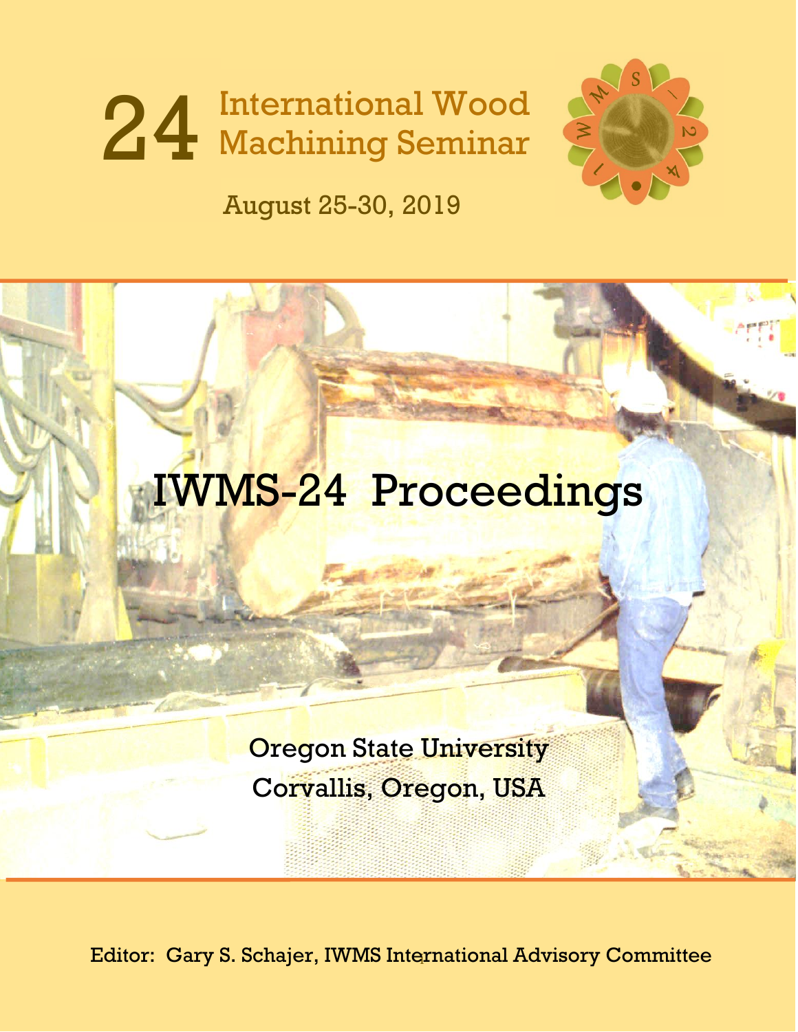# 24 International Wood Machining Seminar

August 25-30, 2019

# IWMS-24 Proceedings

Oregon State University

Corvallis, Oregon, USA

Editor: Gary S. Schajer, IWMS International Advisory Committee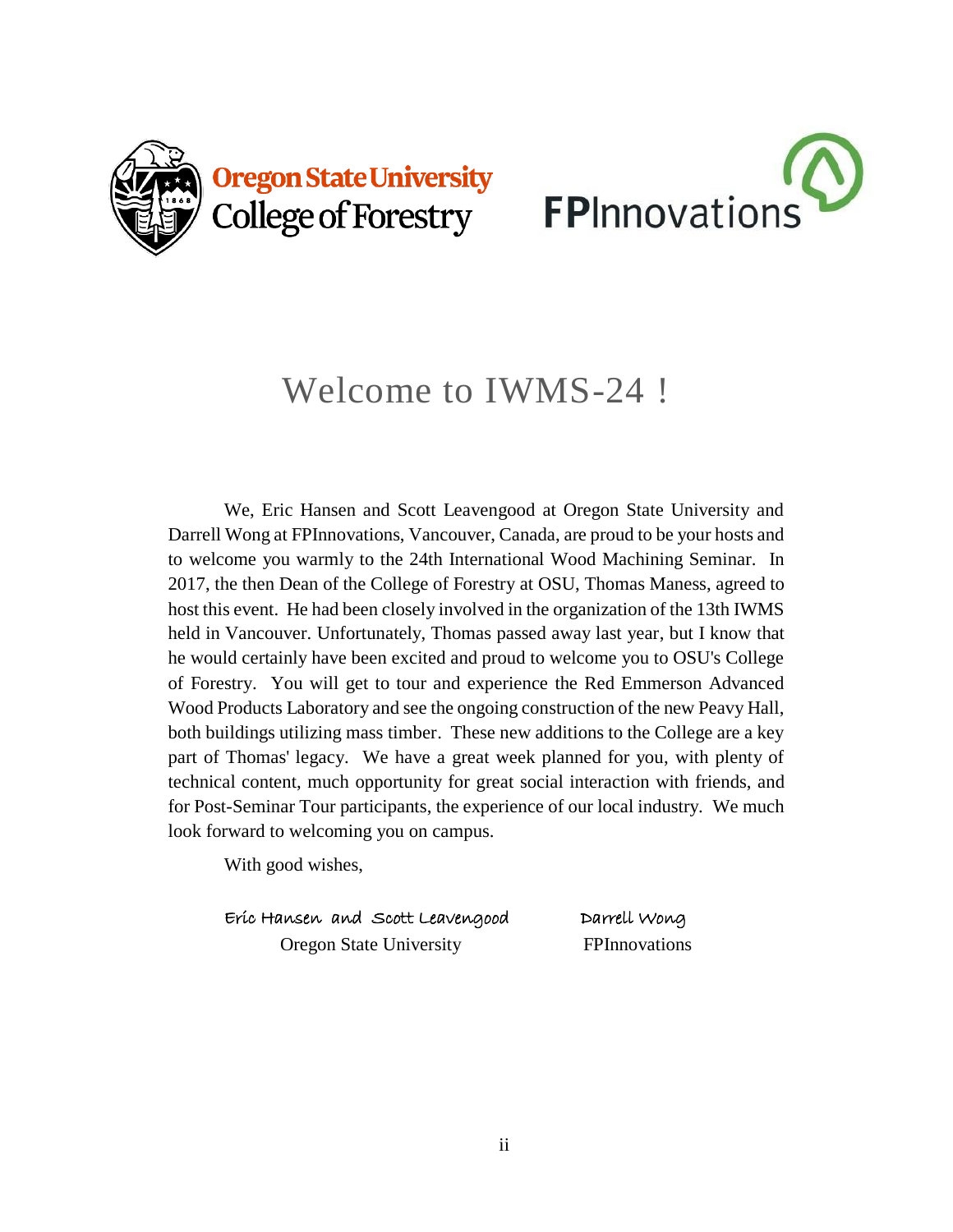Oregon State University College of Forestry

FPInnovations

# Welcome to IWMS-24 !

We, Eric Hansen and Scott Leavengood at Oregon State University and Darrell Wong at FPInnovations, Vancouver, Canada, are proud to be your hosts and to welcome you warmly to the 24th International Wood Machining Seminar. In 2017, the then Dean of the College of Forestry at OSU, Thomas Maness, agreed to host this event. He had been closely involved in the organization of the 13th IWMS held in Vancouver. Unfortunately, Thomas passed away last year, but I know that he would certainly have been excited and proud to welcome you to OSU's College of Forestry. You will get to tour and experience the Red Emmerson Advanced Wood Products Laboratory and see the ongoing construction of the new Peavy Hall, both buildings utilizing mass timber. These new additions to the College are a key part of Thomas' legacy. We have a great week planned for you, with plenty of technical content, much opportunity for great social interaction with friends, and for Post-Seminar Tour participants, the experience of our local industry. We much look forward to welcoming you on campus.

With good wishes,

Eric Hansen and Scott Leavengood
Oregon State University

Darrell Wong
FPInnovations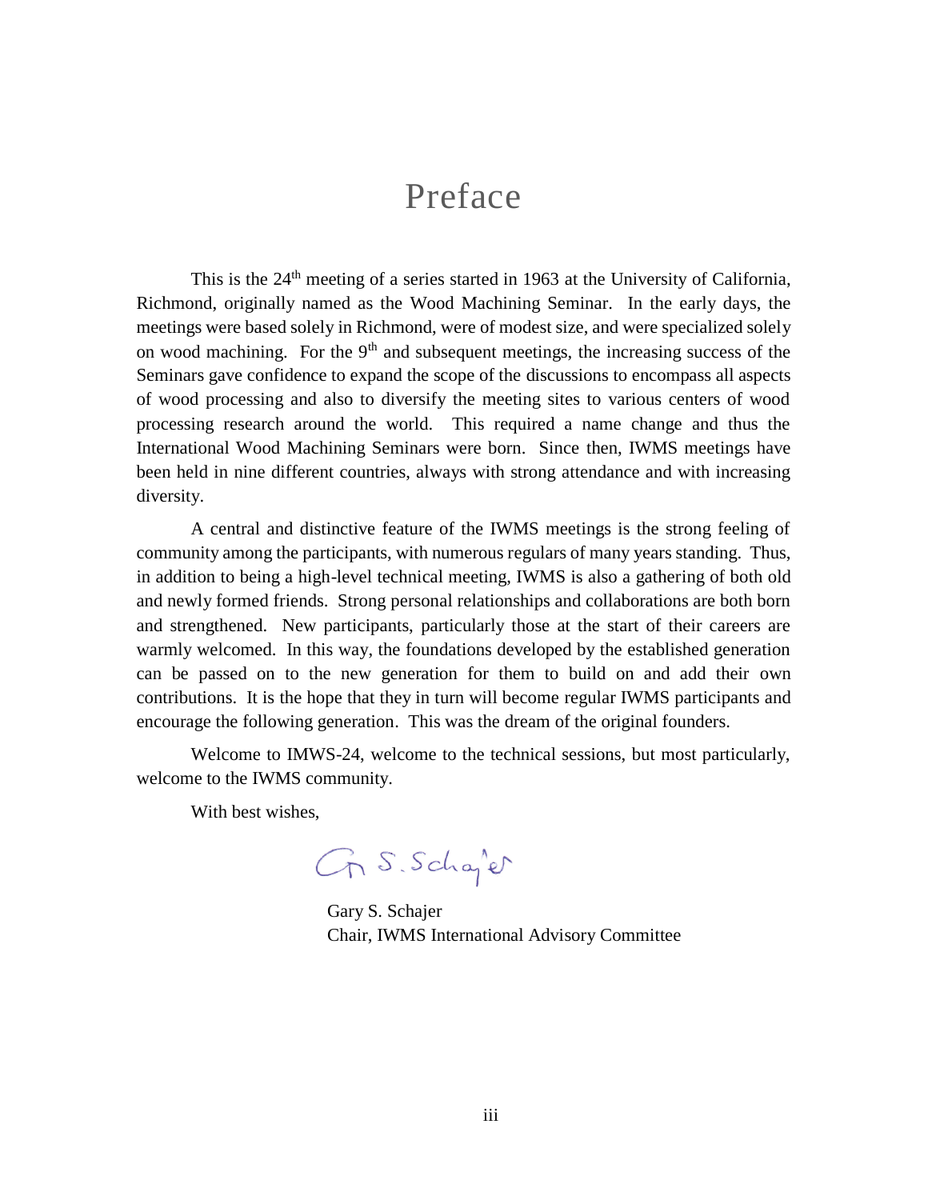# Preface

This is the 24th meeting of a series started in 1963 at the University of California, Richmond, originally named as the Wood Machining Seminar. In the early days, the meetings were based solely in Richmond, were of modest size, and were specialized solely on wood machining. For the 9th and subsequent meetings, the increasing success of the Seminars gave confidence to expand the scope of the discussions to encompass all aspects of wood processing and also to diversify the meeting sites to various centers of wood processing research around the world. This required a name change and thus the International Wood Machining Seminars were born. Since then, IWMS meetings have been held in nine different countries, always with strong attendance and with increasing diversity.

A central and distinctive feature of the IWMS meetings is the strong feeling of community among the participants, with numerous regulars of many years standing. Thus, in addition to being a high-level technical meeting, IWMS is also a gathering of both old and newly formed friends. Strong personal relationships and collaborations are both born and strengthened. New participants, particularly those at the start of their careers are warmly welcomed. In this way, the foundations developed by the established generation can be passed on to the new generation for them to build on and add their own contributions. It is the hope that they in turn will become regular IWMS participants and encourage the following generation. This was the dream of the original founders.

Welcome to IMWS-24, welcome to the technical sessions, but most particularly, welcome to the IWMS community.

With best wishes,

Gary S. Schajer
Chair, IWMS International Advisory Committee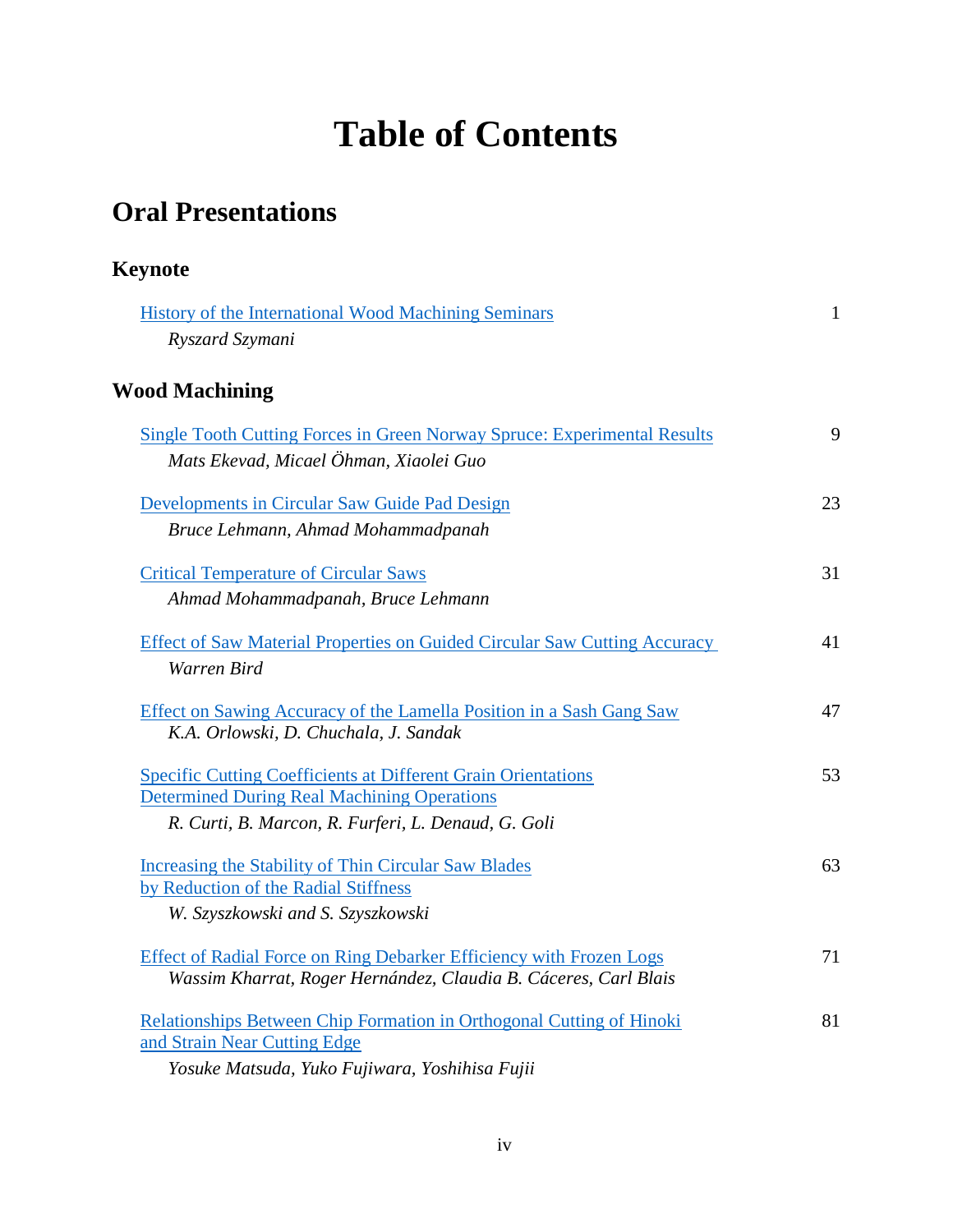# Table of Contents

## Oral Presentations

### Keynote

History of the International Wood Machining Seminars — 1
*Ryszard Szymani*

### Wood Machining

Single Tooth Cutting Forces in Green Norway Spruce: Experimental Results — 9
*Mats Ekevad, Micael Öhman, Xiaolei Guo*

Developments in Circular Saw Guide Pad Design — 23
*Bruce Lehmann, Ahmad Mohammadpanah*

Critical Temperature of Circular Saws — 31
*Ahmad Mohammadpanah, Bruce Lehmann*

Effect of Saw Material Properties on Guided Circular Saw Cutting Accuracy — 41
*Warren Bird*

Effect on Sawing Accuracy of the Lamella Position in a Sash Gang Saw — 47
*K.A. Orlowski, D. Chuchala, J. Sandak*

Specific Cutting Coefficients at Different Grain Orientations Determined During Real Machining Operations — 53
*R. Curti, B. Marcon, R. Furferi, L. Denaud, G. Goli*

Increasing the Stability of Thin Circular Saw Blades by Reduction of the Radial Stiffness — 63
*W. Szyszkowski and S. Szyszkowski*

Effect of Radial Force on Ring Debarker Efficiency with Frozen Logs — 71
*Wassim Kharrat, Roger Hernández, Claudia B. Cáceres, Carl Blais*

Relationships Between Chip Formation in Orthogonal Cutting of Hinoki and Strain Near Cutting Edge — 81
*Yosuke Matsuda, Yuko Fujiwara, Yoshihisa Fujii*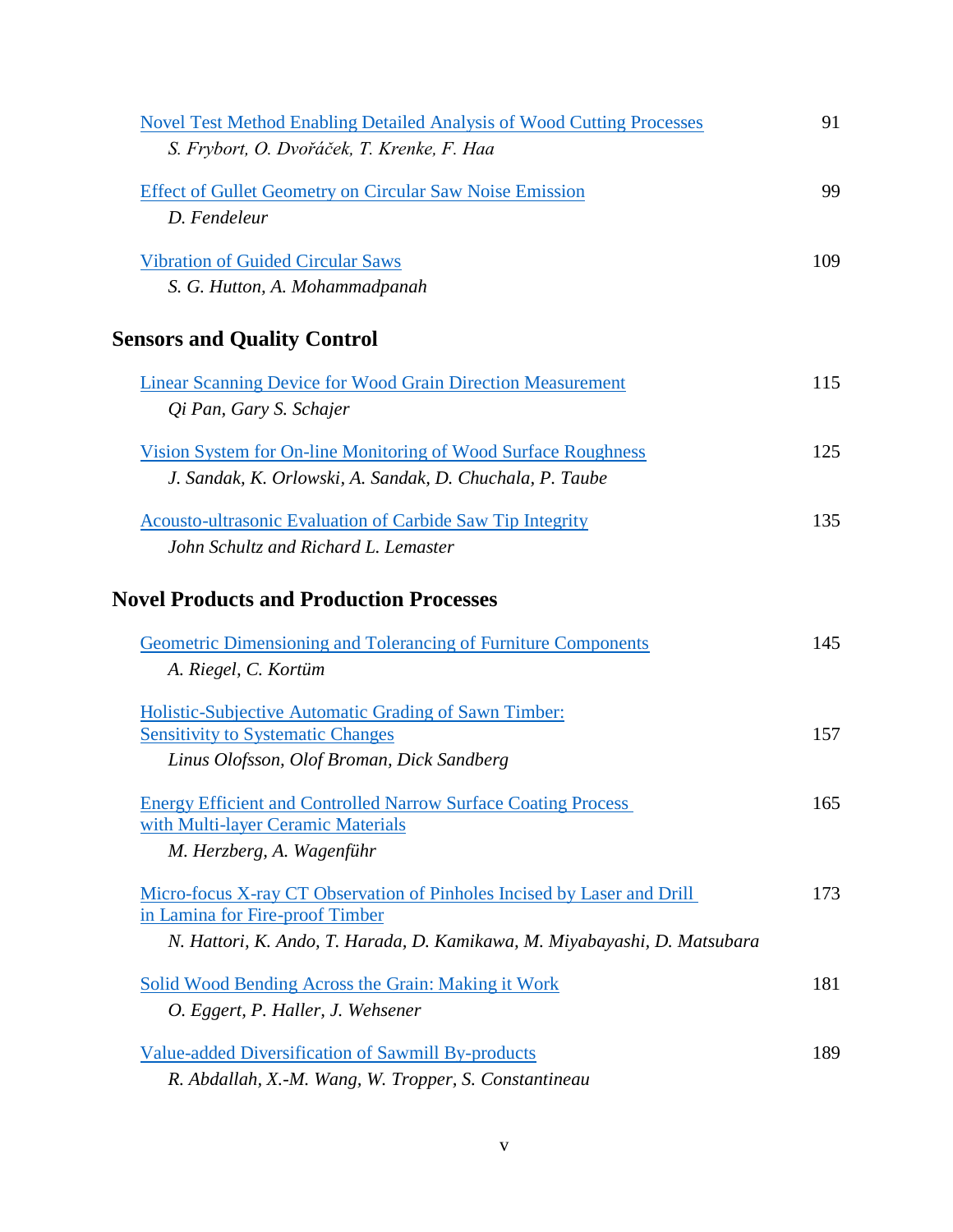Novel Test Method Enabling Detailed Analysis of Wood Cutting Processes — 91
*S. Frybort, O. Dvořáček, T. Krenke, F. Haa*

Effect of Gullet Geometry on Circular Saw Noise Emission — 99
*D. Fendeleur*

Vibration of Guided Circular Saws — 109
*S. G. Hutton, A. Mohammadpanah*

## Sensors and Quality Control

Linear Scanning Device for Wood Grain Direction Measurement — 115
*Qi Pan, Gary S. Schajer*

Vision System for On-line Monitoring of Wood Surface Roughness — 125
*J. Sandak, K. Orlowski, A. Sandak, D. Chuchala, P. Taube*

Acousto-ultrasonic Evaluation of Carbide Saw Tip Integrity — 135
*John Schultz and Richard L. Lemaster*

## Novel Products and Production Processes

Geometric Dimensioning and Tolerancing of Furniture Components — 145
*A. Riegel, C. Kortüm*

Holistic-Subjective Automatic Grading of Sawn Timber: Sensitivity to Systematic Changes — 157
*Linus Olofsson, Olof Broman, Dick Sandberg*

Energy Efficient and Controlled Narrow Surface Coating Process with Multi-layer Ceramic Materials — 165
*M. Herzberg, A. Wagenführ*

Micro-focus X-ray CT Observation of Pinholes Incised by Laser and Drill in Lamina for Fire-proof Timber — 173
*N. Hattori, K. Ando, T. Harada, D. Kamikawa, M. Miyabayashi, D. Matsubara*

Solid Wood Bending Across the Grain: Making it Work — 181
*O. Eggert, P. Haller, J. Wehsener*

Value-added Diversification of Sawmill By-products — 189
*R. Abdallah, X.-M. Wang, W. Tropper, S. Constantineau*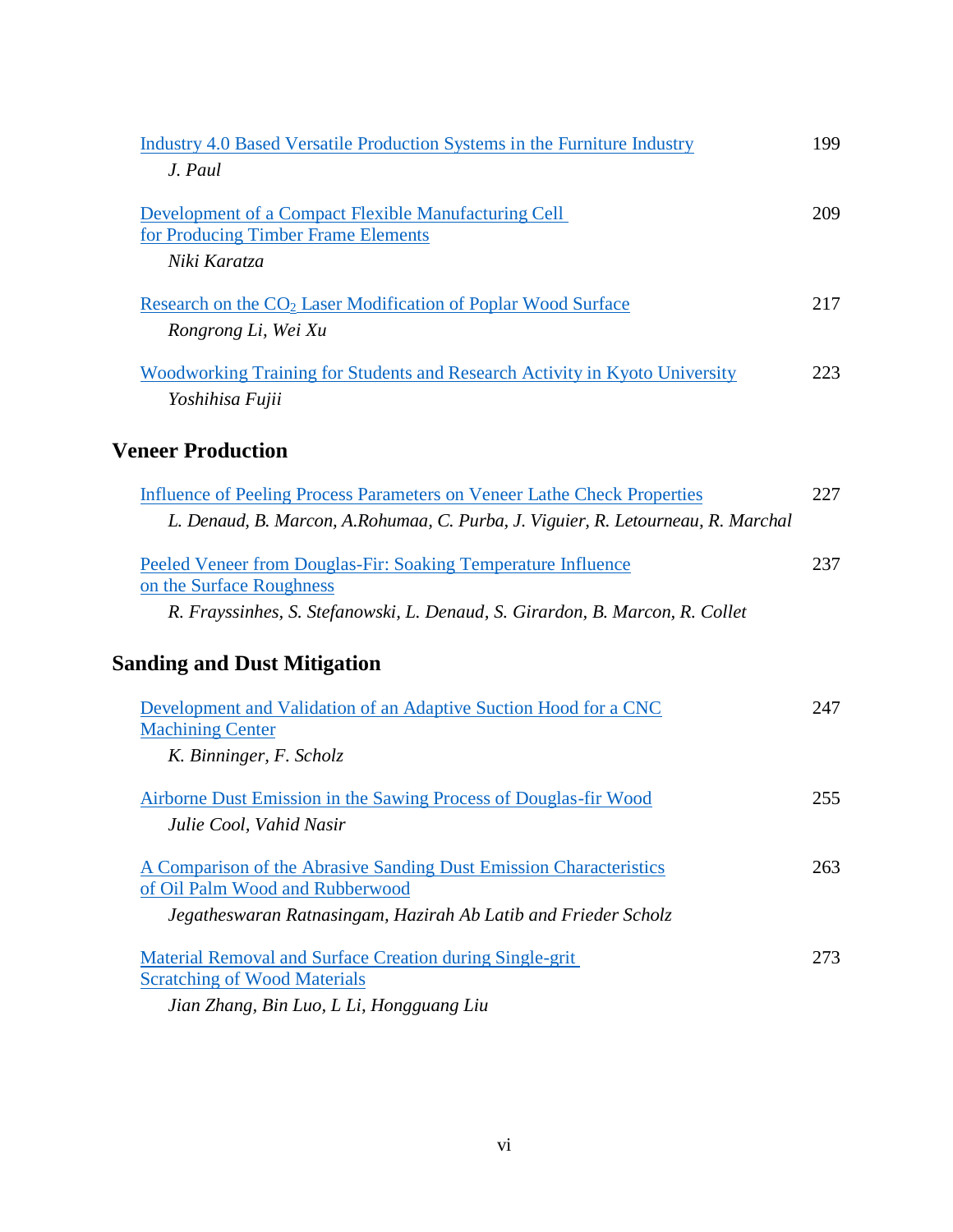Industry 4.0 Based Versatile Production Systems in the Furniture Industry 199
*J. Paul*

Development of a Compact Flexible Manufacturing Cell for Producing Timber Frame Elements 209
*Niki Karatza*

Research on the $CO_2$ Laser Modification of Poplar Wood Surface 217
*Rongrong Li, Wei Xu*

Woodworking Training for Students and Research Activity in Kyoto University 223
*Yoshihisa Fujii*

## Veneer Production

Influence of Peeling Process Parameters on Veneer Lathe Check Properties 227
*L. Denaud, B. Marcon, A.Rohumaa, C. Purba, J. Viguier, R. Letourneau, R. Marchal*

Peeled Veneer from Douglas-Fir: Soaking Temperature Influence on the Surface Roughness 237
*R. Frayssinhes, S. Stefanowski, L. Denaud, S. Girardon, B. Marcon, R. Collet*

## Sanding and Dust Mitigation

Development and Validation of an Adaptive Suction Hood for a CNC Machining Center 247
*K. Binninger, F. Scholz*

Airborne Dust Emission in the Sawing Process of Douglas-fir Wood 255
*Julie Cool, Vahid Nasir*

A Comparison of the Abrasive Sanding Dust Emission Characteristics of Oil Palm Wood and Rubberwood 263
*Jegatheswaran Ratnasingam, Hazirah Ab Latib and Frieder Scholz*

Material Removal and Surface Creation during Single-grit Scratching of Wood Materials 273
*Jian Zhang, Bin Luo, L Li, Hongguang Liu*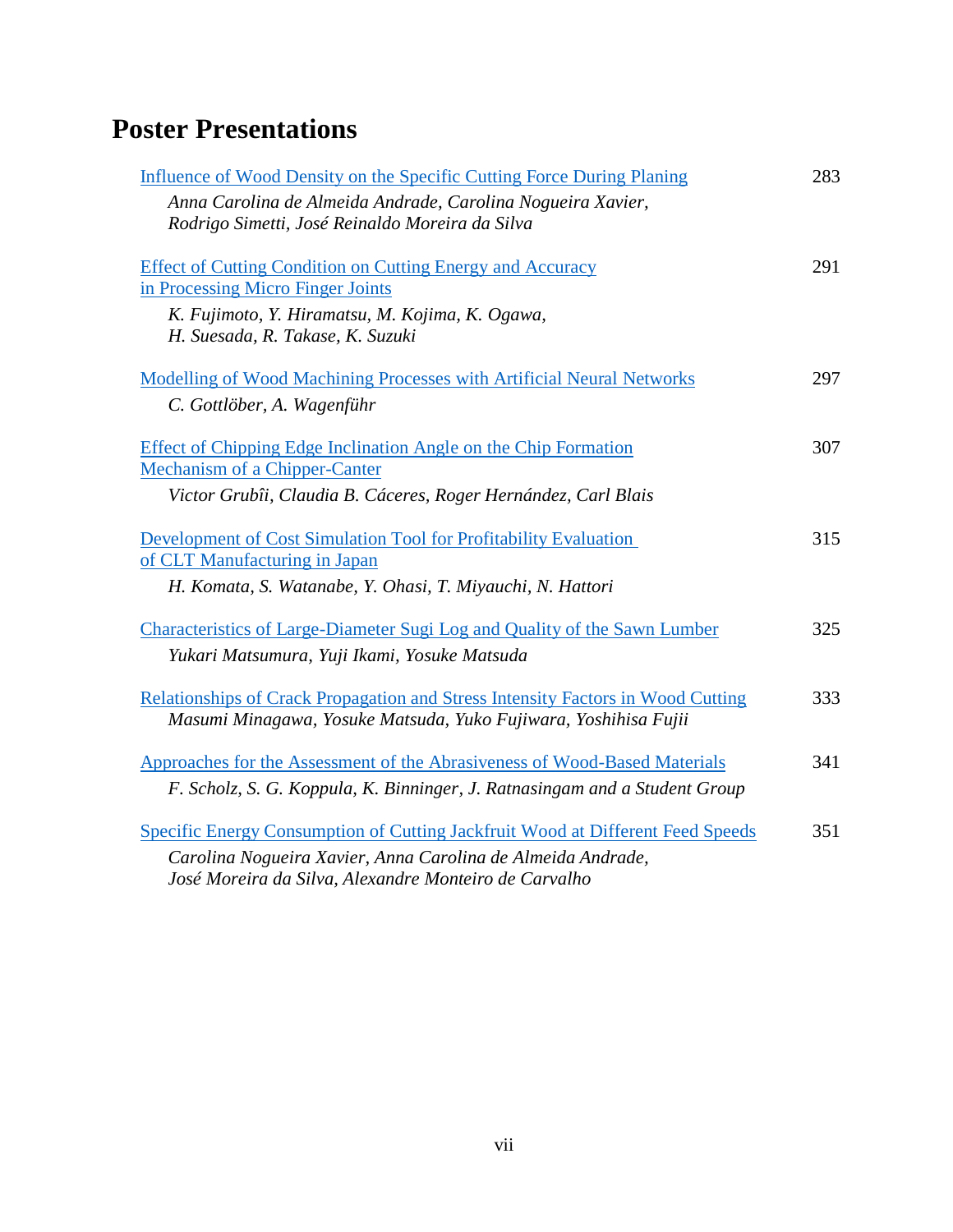# Poster Presentations

Influence of Wood Density on the Specific Cutting Force During Planing — 283
*Anna Carolina de Almeida Andrade, Carolina Nogueira Xavier, Rodrigo Simetti, José Reinaldo Moreira da Silva*

Effect of Cutting Condition on Cutting Energy and Accuracy in Processing Micro Finger Joints — 291
*K. Fujimoto, Y. Hiramatsu, M. Kojima, K. Ogawa, H. Suesada, R. Takase, K. Suzuki*

Modelling of Wood Machining Processes with Artificial Neural Networks — 297
*C. Gottlöber, A. Wagenführ*

Effect of Chipping Edge Inclination Angle on the Chip Formation Mechanism of a Chipper-Canter — 307
*Victor Grubîi, Claudia B. Cáceres, Roger Hernández, Carl Blais*

Development of Cost Simulation Tool for Profitability Evaluation of CLT Manufacturing in Japan — 315
*H. Komata, S. Watanabe, Y. Ohasi, T. Miyauchi, N. Hattori*

Characteristics of Large-Diameter Sugi Log and Quality of the Sawn Lumber — 325
*Yukari Matsumura, Yuji Ikami, Yosuke Matsuda*

Relationships of Crack Propagation and Stress Intensity Factors in Wood Cutting — 333
*Masumi Minagawa, Yosuke Matsuda, Yuko Fujiwara, Yoshihisa Fujii*

Approaches for the Assessment of the Abrasiveness of Wood-Based Materials — 341
*F. Scholz, S. G. Koppula, K. Binninger, J. Ratnasingam and a Student Group*

Specific Energy Consumption of Cutting Jackfruit Wood at Different Feed Speeds — 351
*Carolina Nogueira Xavier, Anna Carolina de Almeida Andrade, José Moreira da Silva, Alexandre Monteiro de Carvalho*